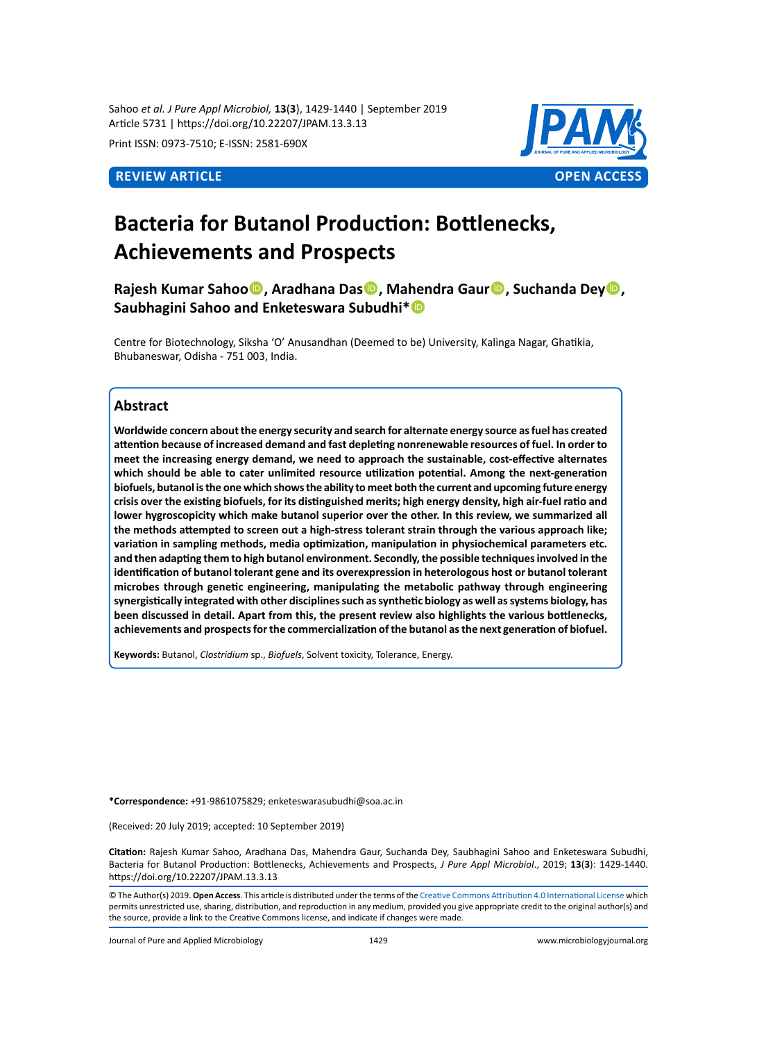Sahoo *et al. J Pure Appl Microbiol,* **13**(**3**), 1429-1440 | September 2019
Article 5731 | https://doi.org/10.22207/JPAM.13.3.13

Print ISSN: 0973-7510; E-ISSN: 2581-690X

**REVIEW ARTICLE** **OPEN ACCESS**

# Bacteria for Butanol Production: Bottlenecks, Achievements and Prospects

**Rajesh Kumar Sahoo, Aradhana Das, Mahendra Gaur, Suchanda Dey, Saubhagini Sahoo and Enketeswara Subudhi***

Centre for Biotechnology, Siksha 'O' Anusandhan (Deemed to be) University, Kalinga Nagar, Ghatikia, Bhubaneswar, Odisha - 751 003, India.

## Abstract

**Worldwide concern about the energy security and search for alternate energy source as fuel has created attention because of increased demand and fast depleting nonrenewable resources of fuel. In order to meet the increasing energy demand, we need to approach the sustainable, cost-effective alternates which should be able to cater unlimited resource utilization potential. Among the next-generation biofuels, butanol is the one which shows the ability to meet both the current and upcoming future energy crisis over the existing biofuels, for its distinguished merits; high energy density, high air-fuel ratio and lower hygroscopicity which make butanol superior over the other. In this review, we summarized all the methods attempted to screen out a high-stress tolerant strain through the various approach like; variation in sampling methods, media optimization, manipulation in physiochemical parameters etc. and then adapting them to high butanol environment. Secondly, the possible techniques involved in the identification of butanol tolerant gene and its overexpression in heterologous host or butanol tolerant microbes through genetic engineering, manipulating the metabolic pathway through engineering synergistically integrated with other disciplines such as synthetic biology as well as systems biology, has been discussed in detail. Apart from this, the present review also highlights the various bottlenecks, achievements and prospects for the commercialization of the butanol as the next generation of biofuel.**

**Keywords:** Butanol, *Clostridium* sp., *Biofuels*, Solvent toxicity, Tolerance, Energy.

***Correspondence:** +91-9861075829; enketeswarasubudhi@soa.ac.in

(Received: 20 July 2019; accepted: 10 September 2019)

**Citation:** Rajesh Kumar Sahoo, Aradhana Das, Mahendra Gaur, Suchanda Dey, Saubhagini Sahoo and Enketeswara Subudhi, Bacteria for Butanol Production: Bottlenecks, Achievements and Prospects, *J Pure Appl Microbiol*., 2019; **13**(**3**): 1429-1440. https://doi.org/10.22207/JPAM.13.3.13

© The Author(s) 2019. **Open Access**. This article is distributed under the terms of the Creative Commons Attribution 4.0 International License which permits unrestricted use, sharing, distribution, and reproduction in any medium, provided you give appropriate credit to the original author(s) and the source, provide a link to the Creative Commons license, and indicate if changes were made.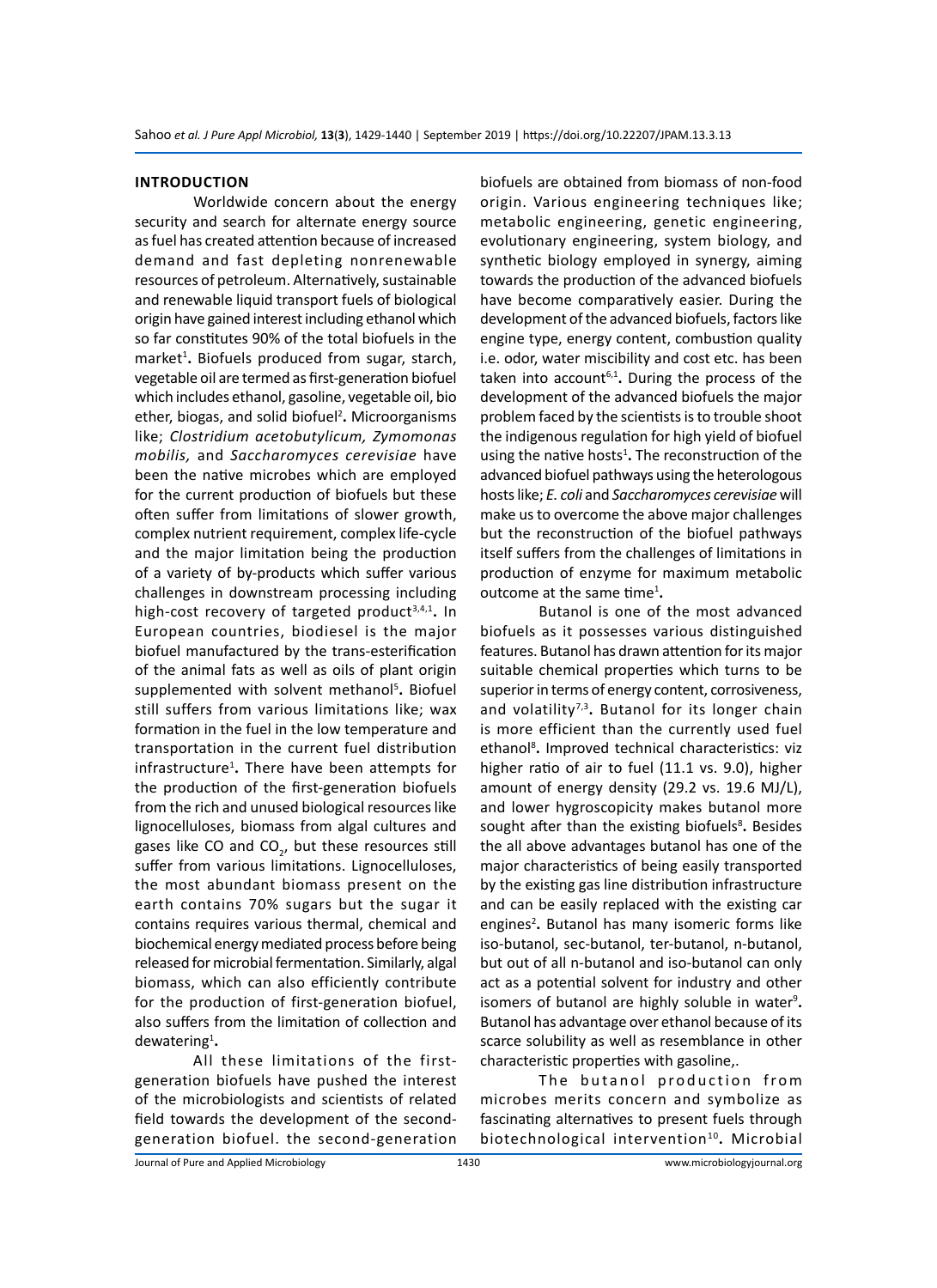## INTRODUCTION

Worldwide concern about the energy security and search for alternate energy source as fuel has created attention because of increased demand and fast depleting nonrenewable resources of petroleum. Alternatively, sustainable and renewable liquid transport fuels of biological origin have gained interest including ethanol which so far constitutes 90% of the total biofuels in the market[1]**.** Biofuels produced from sugar, starch, vegetable oil are termed as first-generation biofuel which includes ethanol, gasoline, vegetable oil, bio ether, biogas, and solid biofuel[2]**.** Microorganisms like; *Clostridium acetobutylicum, Zymomonas mobilis,* and *Saccharomyces cerevisiae* have been the native microbes which are employed for the current production of biofuels but these often suffer from limitations of slower growth, complex nutrient requirement, complex life-cycle and the major limitation being the production of a variety of by-products which suffer various challenges in downstream processing including high-cost recovery of targeted product[3,4,1]**.** In European countries, biodiesel is the major biofuel manufactured by the trans-esterification of the animal fats as well as oils of plant origin supplemented with solvent methanol[5]**.** Biofuel still suffers from various limitations like; wax formation in the fuel in the low temperature and transportation in the current fuel distribution infrastructure[1]**.** There have been attempts for the production of the first-generation biofuels from the rich and unused biological resources like lignocelluloses, biomass from algal cultures and gases like CO and $CO_2$, but these resources still suffer from various limitations. Lignocelluloses, the most abundant biomass present on the earth contains 70% sugars but the sugar it contains requires various thermal, chemical and biochemical energy mediated process before being released for microbial fermentation. Similarly, algal biomass, which can also efficiently contribute for the production of first-generation biofuel, also suffers from the limitation of collection and dewatering[1]**.**

All these limitations of the first-generation biofuels have pushed the interest of the microbiologists and scientists of related field towards the development of the second-generation biofuel. the second-generation biofuels are obtained from biomass of non-food origin. Various engineering techniques like; metabolic engineering, genetic engineering, evolutionary engineering, system biology, and synthetic biology employed in synergy, aiming towards the production of the advanced biofuels have become comparatively easier. During the development of the advanced biofuels, factors like engine type, energy content, combustion quality i.e. odor, water miscibility and cost etc. has been taken into account[6,1]**.** During the process of the development of the advanced biofuels the major problem faced by the scientists is to trouble shoot the indigenous regulation for high yield of biofuel using the native hosts[1]**.** The reconstruction of the advanced biofuel pathways using the heterologous hosts like; *E. coli* and *Saccharomyces cerevisiae* will make us to overcome the above major challenges but the reconstruction of the biofuel pathways itself suffers from the challenges of limitations in production of enzyme for maximum metabolic outcome at the same time[1]**.**

Butanol is one of the most advanced biofuels as it possesses various distinguished features. Butanol has drawn attention for its major suitable chemical properties which turns to be superior in terms of energy content, corrosiveness, and volatility[7,3]**.** Butanol for its longer chain is more efficient than the currently used fuel ethanol[8]**.** Improved technical characteristics: viz higher ratio of air to fuel (11.1 vs. 9.0), higher amount of energy density (29.2 vs. 19.6 MJ/L), and lower hygroscopicity makes butanol more sought after than the existing biofuels[8]**.** Besides the all above advantages butanol has one of the major characteristics of being easily transported by the existing gas line distribution infrastructure and can be easily replaced with the existing car engines[2]**.** Butanol has many isomeric forms like iso-butanol, sec-butanol, ter-butanol, n-butanol, but out of all n-butanol and iso-butanol can only act as a potential solvent for industry and other isomers of butanol are highly soluble in water[9]**.** Butanol has advantage over ethanol because of its scarce solubility as well as resemblance in other characteristic properties with gasoline,.

The butanol production from microbes merits concern and symbolize as fascinating alternatives to present fuels through biotechnological intervention[10]**.** Microbial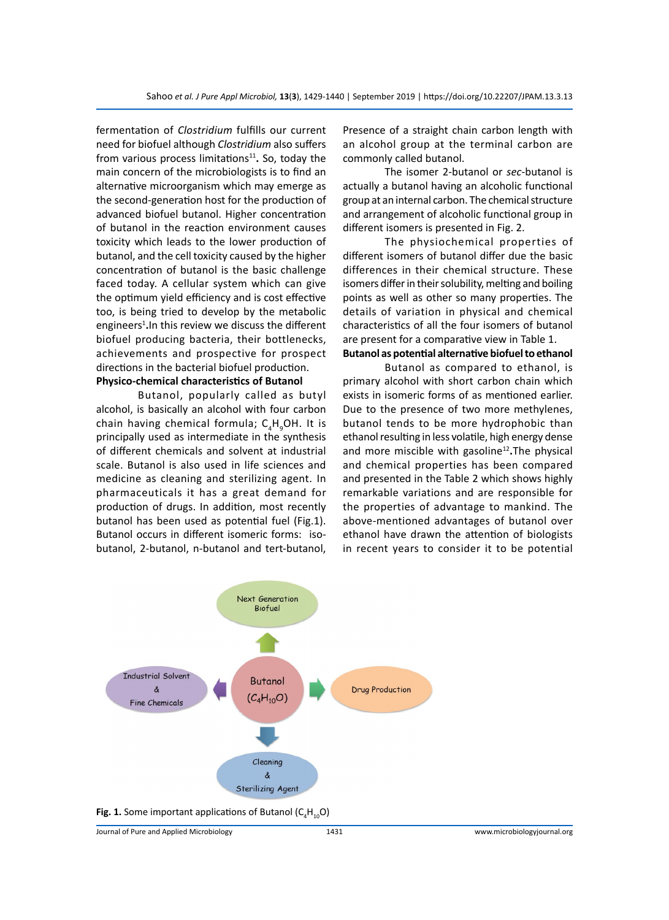fermentation of *Clostridium* fulfills our current need for biofuel although *Clostridium* also suffers from various process limitations[11]**.** So, today the main concern of the microbiologists is to find an alternative microorganism which may emerge as the second-generation host for the production of advanced biofuel butanol. Higher concentration of butanol in the reaction environment causes toxicity which leads to the lower production of butanol, and the cell toxicity caused by the higher concentration of butanol is the basic challenge faced today. A cellular system which can give the optimum yield efficiency and is cost effective too, is being tried to develop by the metabolic engineers[1]**.**In this review we discuss the different biofuel producing bacteria, their bottlenecks, achievements and prospective for prospect directions in the bacterial biofuel production.

**Physico-chemical characteristics of Butanol**

Butanol, popularly called as butyl alcohol, is basically an alcohol with four carbon chain having chemical formula; $C_4H_9OH$. It is principally used as intermediate in the synthesis of different chemicals and solvent at industrial scale. Butanol is also used in life sciences and medicine as cleaning and sterilizing agent. In pharmaceuticals it has a great demand for production of drugs. In addition, most recently butanol has been used as potential fuel (Fig.1). Butanol occurs in different isomeric forms: iso-butanol, 2-butanol, n-butanol and tert-butanol, Presence of a straight chain carbon length with an alcohol group at the terminal carbon are commonly called butanol.

The isomer 2-butanol or *sec*-butanol is actually a butanol having an alcoholic functional group at an internal carbon. The chemical structure and arrangement of alcoholic functional group in different isomers is presented in Fig. 2.

The physiochemical properties of different isomers of butanol differ due the basic differences in their chemical structure. These isomers differ in their solubility, melting and boiling points as well as other so many properties. The details of variation in physical and chemical characteristics of all the four isomers of butanol are present for a comparative view in Table 1.

**Butanol as potential alternative biofuel to ethanol**

Butanol as compared to ethanol, is primary alcohol with short carbon chain which exists in isomeric forms of as mentioned earlier. Due to the presence of two more methylenes, butanol tends to be more hydrophobic than ethanol resulting in less volatile, high energy dense and more miscible with gasoline[12]**.**The physical and chemical properties has been compared and presented in the Table 2 which shows highly remarkable variations and are responsible for the properties of advantage to mankind. The above-mentioned advantages of butanol over ethanol have drawn the attention of biologists in recent years to consider it to be potential

Next Generation Biofuel

Industrial Solvent & Fine Chemicals

Butanol ($C_4H_{10}O$)

Drug Production

Cleaning & Sterilizing Agent

**Fig. 1.** Some important applications of Butanol ($C_4H_{10}O$)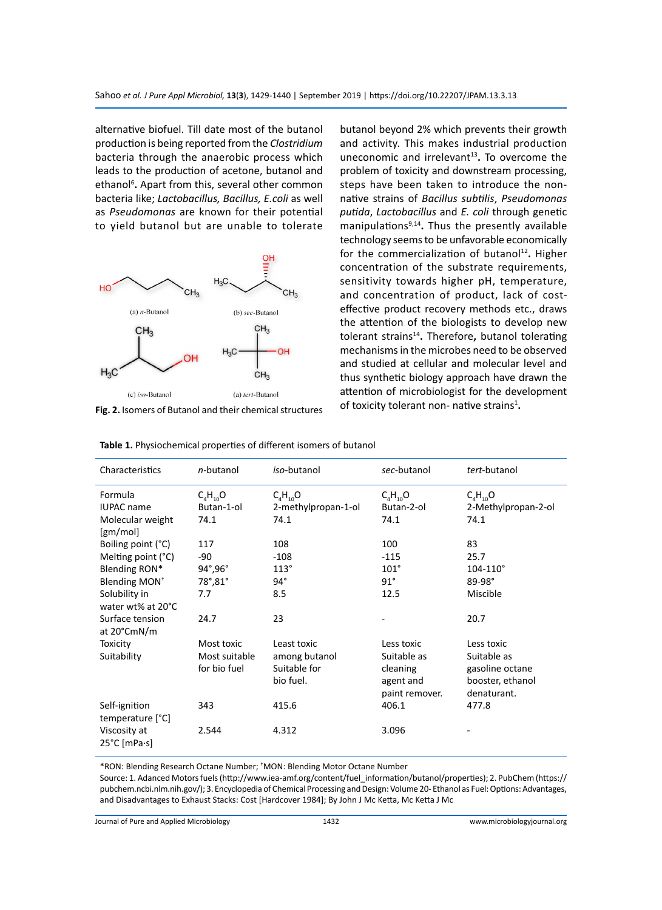alternative biofuel. Till date most of the butanol production is being reported from the *Clostridium* bacteria through the anaerobic process which leads to the production of acetone, butanol and ethanol[6]. Apart from this, several other common bacteria like; *Lactobacillus, Bacillus, E.coli* as well as *Pseudomonas* are known for their potential to yield butanol but are unable to tolerate butanol beyond 2% which prevents their growth and activity. This makes industrial production uneconomic and irrelevant[13]. To overcome the problem of toxicity and downstream processing, steps have been taken to introduce the non-native strains of *Bacillus subtilis*, *Pseudomonas putida*, *Lactobacillus* and *E. coli* through genetic manipulations[9,14]. Thus the presently available technology seems to be unfavorable economically for the commercialization of butanol[12]. Higher concentration of the substrate requirements, sensitivity towards higher pH, temperature, and concentration of product, lack of cost-effective product recovery methods etc., draws the attention of the biologists to develop new tolerant strains[14]. Therefore, butanol tolerating mechanisms in the microbes need to be observed and studied at cellular and molecular level and thus synthetic biology approach have drawn the attention of microbiologist for the development of toxicity tolerant non- native strains[1].

(a) *n*-Butanol (b) *sec*-Butanol (c) *iso*-Butanol (a) *tert*-Butanol

**Fig. 2.** Isomers of Butanol and their chemical structures

**Table 1.** Physiochemical properties of different isomers of butanol

| Characteristics | *n*-butanol | *iso*-butanol | *sec*-butanol | *tert*-butanol |
|---|---|---|---|---|
| Formula | $C_4H_{10}O$ | $C_4H_{10}O$ | $C_4H_{10}O$ | $C_4H_{10}O$ |
| IUPAC name | Butan-1-ol | 2-methylpropan-1-ol | Butan-2-ol | 2-Methylpropan-2-ol |
| Molecular weight [gm/mol] | 74.1 | 74.1 | 74.1 | 74.1 |
| Boiling point (°C) | 117 | 108 | 100 | 83 |
| Melting point (°C) | -90 | -108 | -115 | 25.7 |
| Blending RON* | 94°,96° | 113° | 101° | 104-110° |
| Blending MON† | 78°,81° | 94° | 91° | 89-98° |
| Solubility in water wt% at 20°C | 7.7 | 8.5 | 12.5 | Miscible |
| Surface tension at 20°CmN/m | 24.7 | 23 | - | 20.7 |
| Toxicity | Most toxic | Least toxic among butanol | Less toxic | Less toxic |
| Suitability | Most suitable for bio fuel | Suitable for bio fuel. | Suitable as cleaning agent and paint remover. | Suitable as gasoline octane booster, ethanol denaturant. |
| Self-ignition temperature [°C] | 343 | 415.6 | 406.1 | 477.8 |
| Viscosity at 25°C [mPa·s] | 2.544 | 4.312 | 3.096 | - |

*RON: Blending Research Octane Number; †MON: Blending Motor Octane Number

Source: 1. Adanced Motors fuels (http://www.iea-amf.org/content/fuel_information/butanol/properties); 2. PubChem (https://pubchem.ncbi.nlm.nih.gov/); 3. Encyclopedia of Chemical Processing and Design: Volume 20- Ethanol as Fuel: Options: Advantages, and Disadvantages to Exhaust Stacks: Cost [Hardcover 1984]; By John J Mc Ketta, Mc Ketta J Mc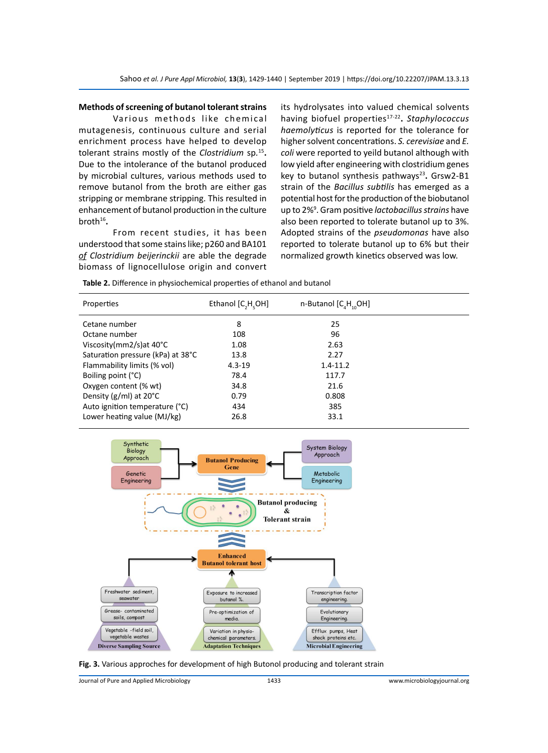### Methods of screening of butanol tolerant strains

Various methods like chemical mutagenesis, continuous culture and serial enrichment process have helped to develop tolerant strains mostly of the *Clostridium* sp.[15]. Due to the intolerance of the butanol produced by microbial cultures, various methods used to remove butanol from the broth are either gas stripping or membrane stripping. This resulted in enhancement of butanol production in the culture broth[16].

From recent studies, it has been understood that some stains like; p260 and BA101 *of Clostridium beijerinckii* are able the degrade biomass of lignocellulose origin and convert its hydrolysates into valued chemical solvents having biofuel properties[17-22]. *Staphylococcus haemolyticus* is reported for the tolerance for higher solvent concentrations. *S. cerevisiae* and *E. coli* were reported to yeild butanol although with low yield after engineering with clostridium genes key to butanol synthesis pathways[23]. Grsw2-B1 strain of the *Bacillus subtilis* has emerged as a potential host for the production of the biobutanol up to 2%[9]. Gram positive *lactobacillus strains* have also been reported to tolerate butanol up to 3%. Adopted strains of the *pseudomonas* have also reported to tolerate butanol up to 6% but their normalized growth kinetics observed was low.

**Table 2.** Difference in physiochemical properties of ethanol and butanol

| Properties | Ethanol [$C_2H_5OH$] | n-Butanol [$C_4H_{10}OH$] |
|---|---|---|
| Cetane number | 8 | 25 |
| Octane number | 108 | 96 |
| Viscosity(mm2/s)at 40°C | 1.08 | 2.63 |
| Saturation pressure (kPa) at 38°C | 13.8 | 2.27 |
| Flammability limits (% vol) | 4.3-19 | 1.4-11.2 |
| Boiling point (°C) | 78.4 | 117.7 |
| Oxygen content (% wt) | 34.8 | 21.6 |
| Density (g/ml) at 20°C | 0.79 | 0.808 |
| Auto ignition temperature (°C) | 434 | 385 |
| Lower heating value (MJ/kg) | 26.8 | 33.1 |

**Fig. 3.** Various approches for development of high Butonol producing and tolerant strain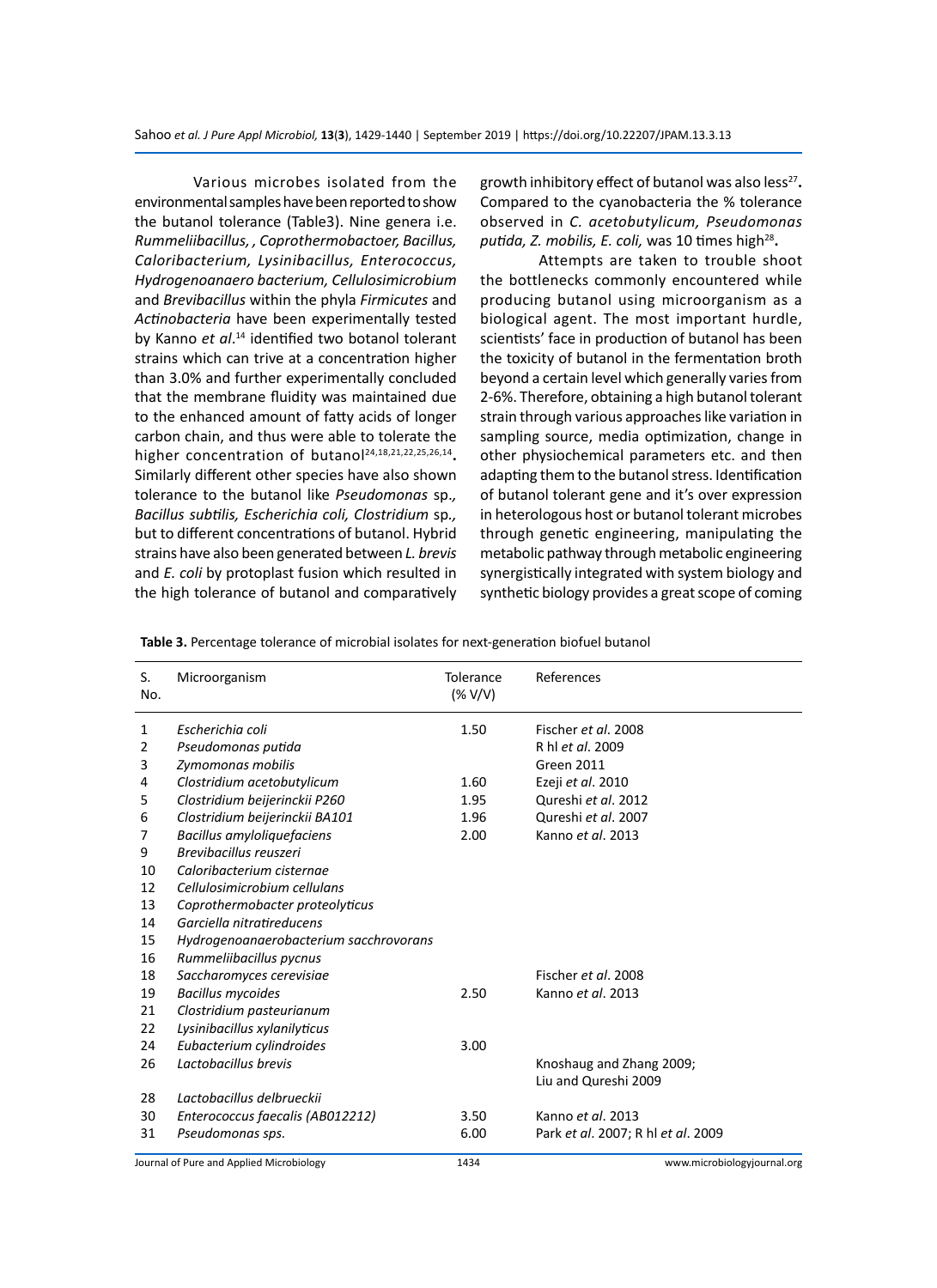Various microbes isolated from the environmental samples have been reported to show the butanol tolerance (Table3). Nine genera i.e. *Rummeliibacillus, , Coprothermobactoer, Bacillus, Caloribacterium, Lysinibacillus, Enterococcus, Hydrogenoanaero bacterium, Cellulosimicrobium* and *Brevibacillus* within the phyla *Firmicutes* and *Actinobacteria* have been experimentally tested by Kanno *et al*.[14] identified two botanol tolerant strains which can trive at a concentration higher than 3.0% and further experimentally concluded that the membrane fluidity was maintained due to the enhanced amount of fatty acids of longer carbon chain, and thus were able to tolerate the higher concentration of butanol[24,18,21,22,25,26,14]. Similarly different other species have also shown tolerance to the butanol like *Pseudomonas* sp*., Bacillus subtilis, Escherichia coli, Clostridium* sp*.,* but to different concentrations of butanol. Hybrid strains have also been generated between *L. brevis* and *E. coli* by protoplast fusion which resulted in the high tolerance of butanol and comparatively growth inhibitory effect of butanol was also less[27]**.** Compared to the cyanobacteria the % tolerance observed in *C. acetobutylicum, Pseudomonas putida, Z. mobilis, E. coli,* was 10 times high[28]**.**

Attempts are taken to trouble shoot the bottlenecks commonly encountered while producing butanol using microorganism as a biological agent. The most important hurdle, scientists' face in production of butanol has been the toxicity of butanol in the fermentation broth beyond a certain level which generally varies from 2-6%. Therefore, obtaining a high butanol tolerant strain through various approaches like variation in sampling source, media optimization, change in other physiochemical parameters etc. and then adapting them to the butanol stress. Identification of butanol tolerant gene and it's over expression in heterologous host or butanol tolerant microbes through genetic engineering, manipulating the metabolic pathway through metabolic engineering synergistically integrated with system biology and synthetic biology provides a great scope of coming

**Table 3.** Percentage tolerance of microbial isolates for next-generation biofuel butanol

| S. No. | Microorganism | Tolerance (% V/V) | References |
|---|---|---|---|
| 1 | *Escherichia coli* | 1.50 | Fischer *et al*. 2008 |
| 2 | *Pseudomonas putida* | | R hl *et al*. 2009 |
| 3 | *Zymomonas mobilis* | | Green 2011 |
| 4 | *Clostridium acetobutylicum* | 1.60 | Ezeji *et al*. 2010 |
| 5 | *Clostridium beijerinckii P260* | 1.95 | Qureshi *et al*. 2012 |
| 6 | *Clostridium beijerinckii BA101* | 1.96 | Qureshi *et al*. 2007 |
| 7 | *Bacillus amyloliquefaciens* | 2.00 | Kanno *et al*. 2013 |
| 9 | *Brevibacillus reuszeri* | | |
| 10 | *Caloribacterium cisternae* | | |
| 12 | *Cellulosimicrobium cellulans* | | |
| 13 | *Coprothermobacter proteolyticus* | | |
| 14 | *Garciella nitratireducens* | | |
| 15 | *Hydrogenoanaerobacterium sacchrovorans* | | |
| 16 | *Rummeliibacillus pycnus* | | |
| 18 | *Saccharomyces cerevisiae* | | Fischer *et al*. 2008 |
| 19 | *Bacillus mycoides* | 2.50 | Kanno *et al*. 2013 |
| 21 | *Clostridium pasteurianum* | | |
| 22 | *Lysinibacillus xylanilyticus* | | |
| 24 | *Eubacterium cylindroides* | 3.00 | |
| 26 | *Lactobacillus brevis* | | Knoshaug and Zhang 2009; Liu and Qureshi 2009 |
| 28 | *Lactobacillus delbrueckii* | | |
| 30 | *Enterococcus faecalis (AB012212)* | 3.50 | Kanno *et al*. 2013 |
| 31 | *Pseudomonas sps.* | 6.00 | Park *et al*. 2007; R hl *et al*. 2009 |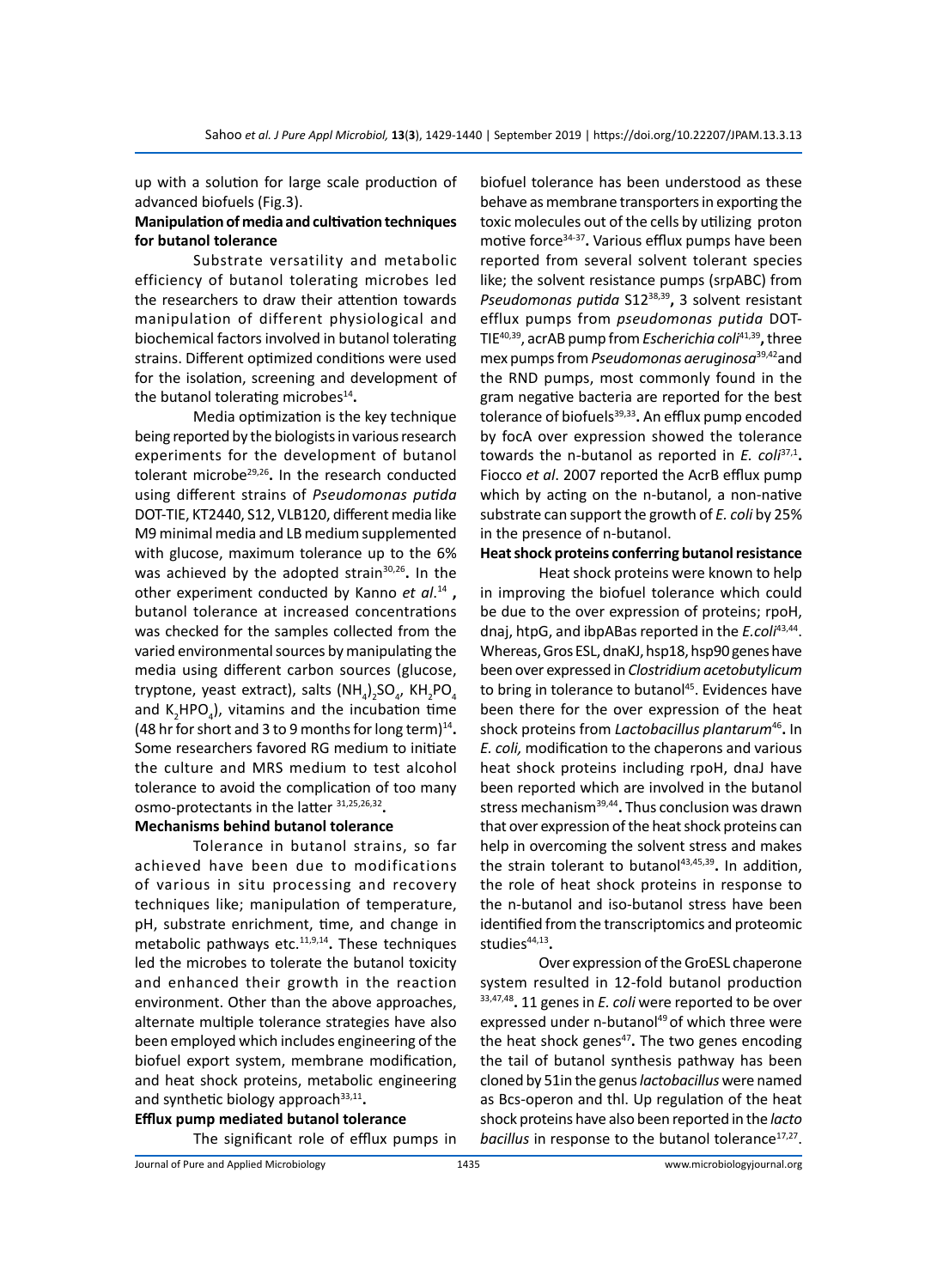up with a solution for large scale production of advanced biofuels (Fig.3).

**Manipulation of media and cultivation techniques for butanol tolerance**

Substrate versatility and metabolic efficiency of butanol tolerating microbes led the researchers to draw their attention towards manipulation of different physiological and biochemical factors involved in butanol tolerating strains. Different optimized conditions were used for the isolation, screening and development of the butanol tolerating microbes[14].

Media optimization is the key technique being reported by the biologists in various research experiments for the development of butanol tolerant microbe[29,26]. In the research conducted using different strains of *Pseudomonas putida* DOT-TIE, KT2440, S12, VLB120, different media like M9 minimal media and LB medium supplemented with glucose, maximum tolerance up to the 6% was achieved by the adopted strain[30,26]. In the other experiment conducted by Kanno *et al.*[14], butanol tolerance at increased concentrations was checked for the samples collected from the varied environmental sources by manipulating the media using different carbon sources (glucose, tryptone, yeast extract), salts ($(NH_4)_2SO_4$, $KH_2PO_4$ and $K_2HPO_4$), vitamins and the incubation time (48 hr for short and 3 to 9 months for long term)[14]. Some researchers favored RG medium to initiate the culture and MRS medium to test alcohol tolerance to avoid the complication of too many osmo-protectants in the latter [31,25,26,32].

**Mechanisms behind butanol tolerance**

Tolerance in butanol strains, so far achieved have been due to modifications of various in situ processing and recovery techniques like; manipulation of temperature, pH, substrate enrichment, time, and change in metabolic pathways etc.[11,9,14]. These techniques led the microbes to tolerate the butanol toxicity and enhanced their growth in the reaction environment. Other than the above approaches, alternate multiple tolerance strategies have also been employed which includes engineering of the biofuel export system, membrane modification, and heat shock proteins, metabolic engineering and synthetic biology approach[33,11].

**Efflux pump mediated butanol tolerance**

The significant role of efflux pumps in biofuel tolerance has been understood as these behave as membrane transporters in exporting the toxic molecules out of the cells by utilizing proton motive force[34-37]. Various efflux pumps have been reported from several solvent tolerant species like; the solvent resistance pumps (srpABC) from *Pseudomonas putida* S12[38,39], 3 solvent resistant efflux pumps from *pseudomonas putida* DOT-TIE[40,39], acrAB pump from *Escherichia coli*[41,39], three mex pumps from *Pseudomonas aeruginosa*[39,42] and the RND pumps, most commonly found in the gram negative bacteria are reported for the best tolerance of biofuels[39,33]. An efflux pump encoded by focA over expression showed the tolerance towards the n-butanol as reported in *E. coli*[37,1]. Fiocco *et al*. 2007 reported the AcrB efflux pump which by acting on the n-butanol, a non-native substrate can support the growth of *E. coli* by 25% in the presence of n-butanol.

**Heat shock proteins conferring butanol resistance**

Heat shock proteins were known to help in improving the biofuel tolerance which could be due to the over expression of proteins; rpoH, dnaj, htpG, and ibpABas reported in the *E.coli*[43,44]. Whereas, Gros ESL, dnaKJ, hsp18, hsp90 genes have been over expressed in *Clostridium acetobutylicum* to bring in tolerance to butanol[45]. Evidences have been there for the over expression of the heat shock proteins from *Lactobacillus plantarum*[46]. In *E. coli,* modification to the chaperons and various heat shock proteins including rpoH, dnaJ have been reported which are involved in the butanol stress mechanism[39,44]. Thus conclusion was drawn that over expression of the heat shock proteins can help in overcoming the solvent stress and makes the strain tolerant to butanol[43,45,39]. In addition, the role of heat shock proteins in response to the n-butanol and iso-butanol stress have been identified from the transcriptomics and proteomic studies[44,13].

Over expression of the GroESL chaperone system resulted in 12-fold butanol production [33,47,48]. 11 genes in *E. coli* were reported to be over expressed under n-butanol[49] of which three were the heat shock genes[47]. The two genes encoding the tail of butanol synthesis pathway has been cloned by 51in the genus *lactobacillus* were named as Bcs-operon and thl. Up regulation of the heat shock proteins have also been reported in the *lacto bacillus* in response to the butanol tolerance[17,27].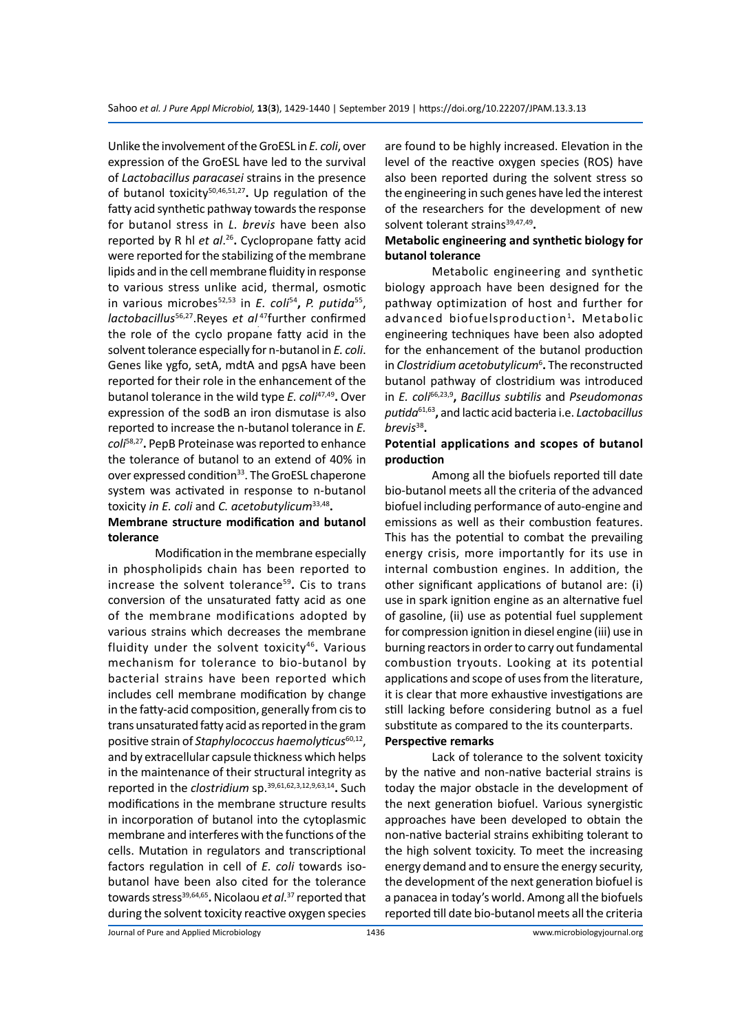Unlike the involvement of the GroESL in *E. coli*, over expression of the GroESL have led to the survival of *Lactobacillus paracasei* strains in the presence of butanol toxicity[50,46,51,27]**.** Up regulation of the fatty acid synthetic pathway towards the response for butanol stress in *L. brevis* have been also reported by R hl *et al*.[26]**.** Cyclopropane fatty acid were reported for the stabilizing of the membrane lipids and in the cell membrane fluidity in response to various stress unlike acid, thermal, osmotic in various microbes[52,53] in *E. coli*[54]**,** *P. putida*[55], *lactobacillus*[56,27].Reyes *et al*.[47]further confirmed the role of the cyclo propane fatty acid in the solvent tolerance especially for n-butanol in *E. coli*. Genes like ygfo, setA, mdtA and pgsA have been reported for their role in the enhancement of the butanol tolerance in the wild type *E. coli*[47,49]**.** Over expression of the sodB an iron dismutase is also reported to increase the n-butanol tolerance in *E. coli*[58,27]**.** PepB Proteinase was reported to enhance the tolerance of butanol to an extend of 40% in over expressed condition[33]. The GroESL chaperone system was activated in response to n-butanol toxicity *in E. coli* and *C. acetobutylicum*[33,48]**.**

**Membrane structure modification and butanol tolerance**

Modification in the membrane especially in phospholipids chain has been reported to increase the solvent tolerance[59]**.** Cis to trans conversion of the unsaturated fatty acid as one of the membrane modifications adopted by various strains which decreases the membrane fluidity under the solvent toxicity[46]**.** Various mechanism for tolerance to bio-butanol by bacterial strains have been reported which includes cell membrane modification by change in the fatty-acid composition, generally from cis to trans unsaturated fatty acid as reported in the gram positive strain of *Staphylococcus haemolyticus*[60,12], and by extracellular capsule thickness which helps in the maintenance of their structural integrity as reported in the *clostridium* sp.[39,61,62,3,12,9,63,14]**.** Such modifications in the membrane structure results in incorporation of butanol into the cytoplasmic membrane and interferes with the functions of the cells. Mutation in regulators and transcriptional factors regulation in cell of *E. coli* towards iso-butanol have been also cited for the tolerance towards stress[39,64,65]**.** Nicolaou *et al*.[37] reported that during the solvent toxicity reactive oxygen species are found to be highly increased. Elevation in the level of the reactive oxygen species (ROS) have also been reported during the solvent stress so the engineering in such genes have led the interest of the researchers for the development of new solvent tolerant strains[39,47,49]**.**

**Metabolic engineering and synthetic biology for butanol tolerance**

Metabolic engineering and synthetic biology approach have been designed for the pathway optimization of host and further for advanced biofuelsproduction[1]**.** Metabolic engineering techniques have been also adopted for the enhancement of the butanol production in *Clostridium acetobutylicum*[6]**.** The reconstructed butanol pathway of clostridium was introduced in *E. coli*[66,23,9]**,** *Bacillus subtilis* and *Pseudomonas putida*[61,63]**,** and lactic acid bacteria i.e. *Lactobacillus brevis*[38]**.**

**Potential applications and scopes of butanol production**

Among all the biofuels reported till date bio-butanol meets all the criteria of the advanced biofuel including performance of auto-engine and emissions as well as their combustion features. This has the potential to combat the prevailing energy crisis, more importantly for its use in internal combustion engines. In addition, the other significant applications of butanol are: (i) use in spark ignition engine as an alternative fuel of gasoline, (ii) use as potential fuel supplement for compression ignition in diesel engine (iii) use in burning reactors in order to carry out fundamental combustion tryouts. Looking at its potential applications and scope of uses from the literature, it is clear that more exhaustive investigations are still lacking before considering butnol as a fuel substitute as compared to the its counterparts.

**Perspective remarks**

Lack of tolerance to the solvent toxicity by the native and non-native bacterial strains is today the major obstacle in the development of the next generation biofuel. Various synergistic approaches have been developed to obtain the non-native bacterial strains exhibiting tolerant to the high solvent toxicity. To meet the increasing energy demand and to ensure the energy security, the development of the next generation biofuel is a panacea in today's world. Among all the biofuels reported till date bio-butanol meets all the criteria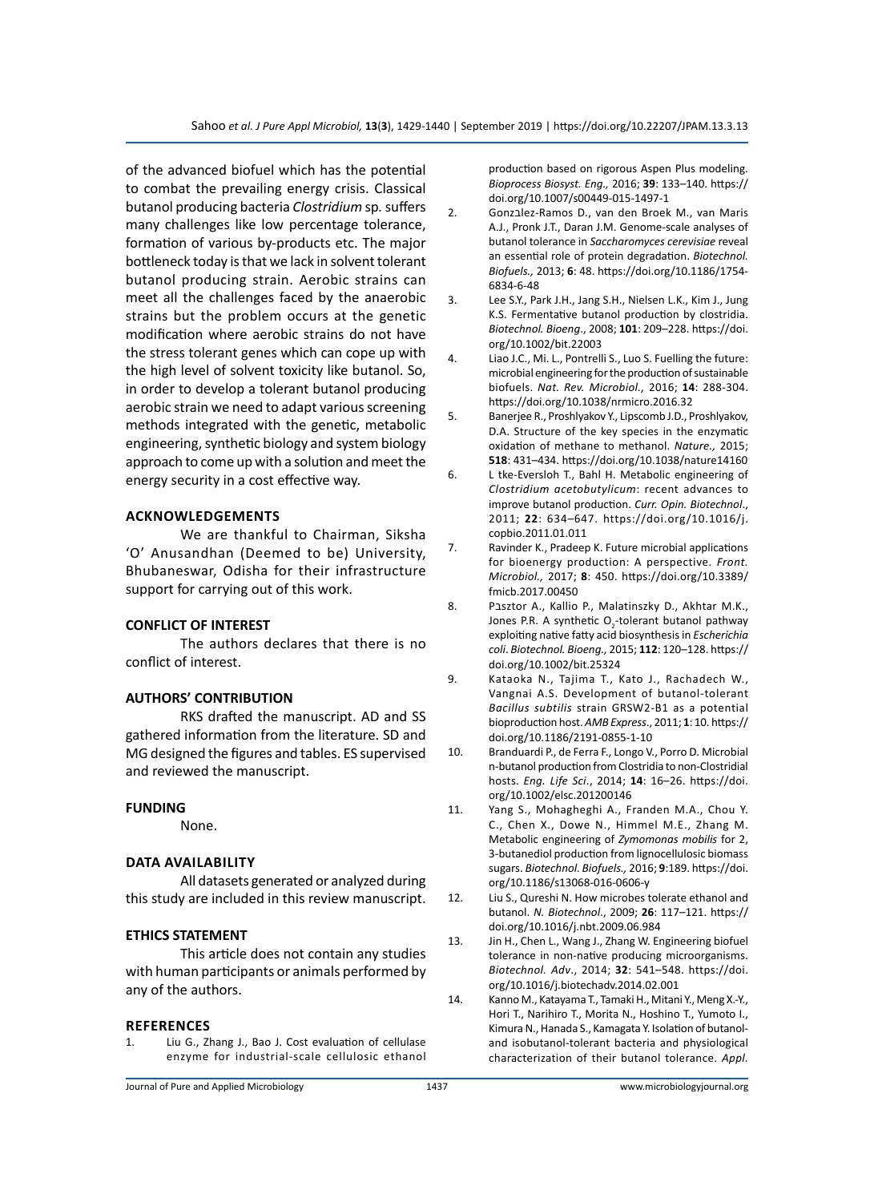of the advanced biofuel which has the potential to combat the prevailing energy crisis. Classical butanol producing bacteria *Clostridium* sp. suffers many challenges like low percentage tolerance, formation of various by-products etc. The major bottleneck today is that we lack in solvent tolerant butanol producing strain. Aerobic strains can meet all the challenges faced by the anaerobic strains but the problem occurs at the genetic modification where aerobic strains do not have the stress tolerant genes which can cope up with the high level of solvent toxicity like butanol. So, in order to develop a tolerant butanol producing aerobic strain we need to adapt various screening methods integrated with the genetic, metabolic engineering, synthetic biology and system biology approach to come up with a solution and meet the energy security in a cost effective way.

## ACKNOWLEDGEMENTS

We are thankful to Chairman, Siksha 'O' Anusandhan (Deemed to be) University, Bhubaneswar, Odisha for their infrastructure support for carrying out of this work.

## CONFLICT OF INTEREST

The authors declares that there is no conflict of interest.

## AUTHORS' CONTRIBUTION

RKS drafted the manuscript. AD and SS gathered information from the literature. SD and MG designed the figures and tables. ES supervised and reviewed the manuscript.

## FUNDING

None.

## DATA AVAILABILITY

All datasets generated or analyzed during this study are included in this review manuscript.

## ETHICS STATEMENT

This article does not contain any studies with human participants or animals performed by any of the authors.

## REFERENCES

1. Liu G., Zhang J., Bao J. Cost evaluation of cellulase enzyme for industrial-scale cellulosic ethanol production based on rigorous Aspen Plus modeling. *Bioprocess Biosyst. Eng.,* 2016; **39**: 133–140. https://doi.org/10.1007/s00449-015-1497-1
2. Gonzɔlez-Ramos D., van den Broek M., van Maris A.J., Pronk J.T., Daran J.M. Genome-scale analyses of butanol tolerance in *Saccharomyces cerevisiae* reveal an essential role of protein degradation. *Biotechnol. Biofuels.,* 2013; **6**: 48. https://doi.org/10.1186/1754-6834-6-48
3. Lee S.Y., Park J.H., Jang S.H., Nielsen L.K., Kim J., Jung K.S. Fermentative butanol production by clostridia. *Biotechnol. Bioeng*., 2008; **101**: 209–228. https://doi.org/10.1002/bit.22003
4. Liao J.C., Mi. L., Pontrelli S., Luo S. Fuelling the future: microbial engineering for the production of sustainable biofuels. *Nat. Rev. Microbiol.,* 2016; **14**: 288-304. https://doi.org/10.1038/nrmicro.2016.32
5. Banerjee R., Proshlyakov Y., Lipscomb J.D., Proshlyakov, D.A. Structure of the key species in the enzymatic oxidation of methane to methanol. *Nature.,* 2015; **518**: 431–434. https://doi.org/10.1038/nature14160
6. L tke-Eversloh T., Bahl H. Metabolic engineering of *Clostridium acetobutylicum*: recent advances to improve butanol production. *Curr. Opin. Biotechnol*., 2011; **22**: 634–647. https://doi.org/10.1016/j.copbio.2011.01.011
7. Ravinder K., Pradeep K. Future microbial applications for bioenergy production: A perspective. *Front. Microbiol.,* 2017; **8**: 450. https://doi.org/10.3389/fmicb.2017.00450
8. Pɔsztor A., Kallio P., Malatinszky D., Akhtar M.K., Jones P.R. A synthetic $O_2$-tolerant butanol pathway exploiting native fatty acid biosynthesis in *Escherichia coli*. *Biotechnol. Bioeng.,* 2015; **112**: 120–128. https://doi.org/10.1002/bit.25324
9. Kataoka N., Tajima T., Kato J., Rachadech W., Vangnai A.S. Development of butanol-tolerant *Bacillus subtilis* strain GRSW2-B1 as a potential bioproduction host. *AMB Express*., 2011; **1**: 10. https://doi.org/10.1186/2191-0855-1-10
10. Branduardi P., de Ferra F., Longo V., Porro D. Microbial n-butanol production from Clostridia to non-Clostridial hosts. *Eng. Life Sci*., 2014; **14**: 16–26. https://doi.org/10.1002/elsc.201200146
11. Yang S., Mohagheghi A., Franden M.A., Chou Y. C., Chen X., Dowe N., Himmel M.E., Zhang M. Metabolic engineering of *Zymomonas mobilis* for 2, 3-butanediol production from lignocellulosic biomass sugars. *Biotechnol. Biofuels.,* 2016; **9**:189. https://doi.org/10.1186/s13068-016-0606-y
12. Liu S., Qureshi N. How microbes tolerate ethanol and butanol. *N. Biotechnol*., 2009; **26**: 117–121. https://doi.org/10.1016/j.nbt.2009.06.984
13. Jin H., Chen L., Wang J., Zhang W. Engineering biofuel tolerance in non-native producing microorganisms. *Biotechnol. Adv*., 2014; **32**: 541–548. https://doi.org/10.1016/j.biotechadv.2014.02.001
14. Kanno M., Katayama T., Tamaki H., Mitani Y., Meng X.-Y., Hori T., Narihiro T., Morita N., Hoshino T., Yumoto I., Kimura N., Hanada S., Kamagata Y. Isolation of butanol- and isobutanol-tolerant bacteria and physiological characterization of their butanol tolerance. *Appl.*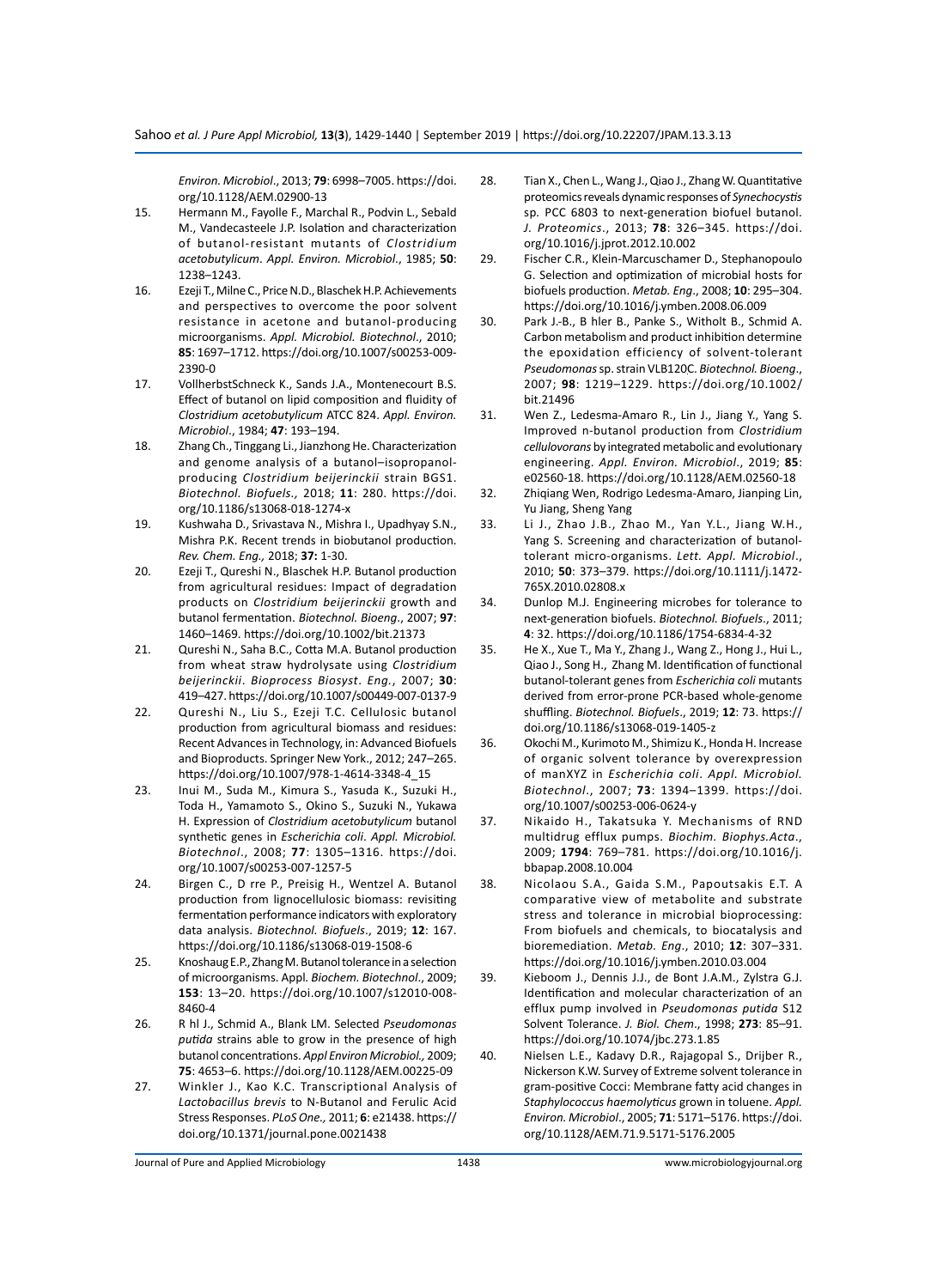*Environ. Microbiol*., 2013; **79**: 6998–7005. https://doi.org/10.1128/AEM.02900-13

15. Hermann M., Fayolle F., Marchal R., Podvin L., Sebald M., Vandecasteele J.P. Isolation and characterization of butanol-resistant mutants of *Clostridium acetobutylicum*. *Appl. Environ. Microbiol*., 1985; **50**: 1238–1243.
16. Ezeji T., Milne C., Price N.D., Blaschek H.P. Achievements and perspectives to overcome the poor solvent resistance in acetone and butanol-producing microorganisms. *Appl. Microbiol. Biotechnol*., 2010; **85**: 1697–1712. https://doi.org/10.1007/s00253-009-2390-0
17. VollherbstSchneck K., Sands J.A., Montenecourt B.S. Effect of butanol on lipid composition and fluidity of *Clostridium acetobutylicum* ATCC 824. *Appl. Environ. Microbiol*., 1984; **47**: 193–194.
18. Zhang Ch., Tinggang Li., Jianzhong He. Characterization and genome analysis of a butanol–isopropanol-producing *Clostridium beijerinckii* strain BGS1. *Biotechnol. Biofuels.,* 2018; **11**: 280. https://doi.org/10.1186/s13068-018-1274-x
19. Kushwaha D., Srivastava N., Mishra I., Upadhyay S.N., Mishra P.K. Recent trends in biobutanol production. *Rev. Chem. Eng.,* 2018; **37:** 1-30.
20. Ezeji T., Qureshi N., Blaschek H.P. Butanol production from agricultural residues: Impact of degradation products on *Clostridium beijerinckii* growth and butanol fermentation. *Biotechnol. Bioeng*., 2007; **97**: 1460–1469. https://doi.org/10.1002/bit.21373
21. Qureshi N., Saha B.C., Cotta M.A. Butanol production from wheat straw hydrolysate using *Clostridium beijerinckii*. *Bioprocess Biosyst. Eng.*, 2007; **30**: 419–427. https://doi.org/10.1007/s00449-007-0137-9
22. Qureshi N., Liu S., Ezeji T.C. Cellulosic butanol production from agricultural biomass and residues: Recent Advances in Technology, in: Advanced Biofuels and Bioproducts. Springer New York., 2012; 247–265. https://doi.org/10.1007/978-1-4614-3348-4_15
23. Inui M., Suda M., Kimura S., Yasuda K., Suzuki H., Toda H., Yamamoto S., Okino S., Suzuki N., Yukawa H. Expression of *Clostridium acetobutylicum* butanol synthetic genes in *Escherichia coli*. *Appl. Microbiol. Biotechnol*., 2008; **77**: 1305–1316. https://doi.org/10.1007/s00253-007-1257-5
24. Birgen C., D rre P., Preisig H., Wentzel A. Butanol production from lignocellulosic biomass: revisiting fermentation performance indicators with exploratory data analysis. *Biotechnol. Biofuels*., 2019; **12**: 167. https://doi.org/10.1186/s13068-019-1508-6
25. Knoshaug E.P., Zhang M. Butanol tolerance in a selection of microorganisms. Appl. *Biochem. Biotechnol*., 2009; **153**: 13–20. https://doi.org/10.1007/s12010-008-8460-4
26. R hl J., Schmid A., Blank LM. Selected *Pseudomonas putida* strains able to grow in the presence of high butanol concentrations. *Appl Environ Microbiol.,* 2009; **75**: 4653–6. https://doi.org/10.1128/AEM.00225-09
27. Winkler J., Kao K.C. Transcriptional Analysis of *Lactobacillus brevis* to N-Butanol and Ferulic Acid Stress Responses. *PLoS One.,* 2011; **6**: e21438. https://doi.org/10.1371/journal.pone.0021438
28. Tian X., Chen L., Wang J., Qiao J., Zhang W. Quantitative proteomics reveals dynamic responses of *Synechocystis* sp. PCC 6803 to next-generation biofuel butanol. *J. Proteomics*., 2013; **78**: 326–345. https://doi.org/10.1016/j.jprot.2012.10.002
29. Fischer C.R., Klein-Marcuschamer D., Stephanopoulo G. Selection and optimization of microbial hosts for biofuels production. *Metab. Eng*., 2008; **10**: 295–304. https://doi.org/10.1016/j.ymben.2008.06.009
30. Park J.-B., B hler B., Panke S., Witholt B., Schmid A. Carbon metabolism and product inhibition determine the epoxidation efficiency of solvent-tolerant *Pseudomonas* sp. strain VLB120C. *Biotechnol. Bioeng*., 2007; **98**: 1219–1229. https://doi.org/10.1002/bit.21496
31. Wen Z., Ledesma-Amaro R., Lin J., Jiang Y., Yang S. Improved n-butanol production from *Clostridium cellulovorans* by integrated metabolic and evolutionary engineering. *Appl. Environ. Microbiol*., 2019; **85**: e02560-18. https://doi.org/10.1128/AEM.02560-18
32. Zhiqiang Wen, Rodrigo Ledesma-Amaro, Jianping Lin, Yu Jiang, Sheng Yang
33. Li J., Zhao J.B., Zhao M., Yan Y.L., Jiang W.H., Yang S. Screening and characterization of butanol-tolerant micro-organisms. *Lett. Appl. Microbiol*., 2010; **50**: 373–379. https://doi.org/10.1111/j.1472-765X.2010.02808.x
34. Dunlop M.J. Engineering microbes for tolerance to next-generation biofuels. *Biotechnol. Biofuels*., 2011; **4**: 32. https://doi.org/10.1186/1754-6834-4-32
35. He X., Xue T., Ma Y., Zhang J., Wang Z., Hong J., Hui L., Qiao J., Song H., Zhang M. Identification of functional butanol-tolerant genes from *Escherichia coli* mutants derived from error-prone PCR-based whole-genome shuffling. *Biotechnol. Biofuels*., 2019; **12**: 73. https://doi.org/10.1186/s13068-019-1405-z
36. Okochi M., Kurimoto M., Shimizu K., Honda H. Increase of organic solvent tolerance by overexpression of manXYZ in *Escherichia coli*. *Appl. Microbiol. Biotechnol*., 2007; **73**: 1394–1399. https://doi.org/10.1007/s00253-006-0624-y
37. Nikaido H., Takatsuka Y. Mechanisms of RND multidrug efflux pumps. *Biochim. Biophys.Acta*., 2009; **1794**: 769–781. https://doi.org/10.1016/j.bbapap.2008.10.004
38. Nicolaou S.A., Gaida S.M., Papoutsakis E.T. A comparative view of metabolite and substrate stress and tolerance in microbial bioprocessing: From biofuels and chemicals, to biocatalysis and bioremediation. *Metab. Eng*., 2010; **12**: 307–331. https://doi.org/10.1016/j.ymben.2010.03.004
39. Kieboom J., Dennis J.J., de Bont J.A.M., Zylstra G.J. Identification and molecular characterization of an efflux pump involved in *Pseudomonas putida* S12 Solvent Tolerance. *J. Biol. Chem*., 1998; **273**: 85–91. https://doi.org/10.1074/jbc.273.1.85
40. Nielsen L.E., Kadavy D.R., Rajagopal S., Drijber R., Nickerson K.W. Survey of Extreme solvent tolerance in gram-positive Cocci: Membrane fatty acid changes in *Staphylococcus haemolyticus* grown in toluene. *Appl. Environ. Microbiol*., 2005; **71**: 5171–5176. https://doi.org/10.1128/AEM.71.9.5171-5176.2005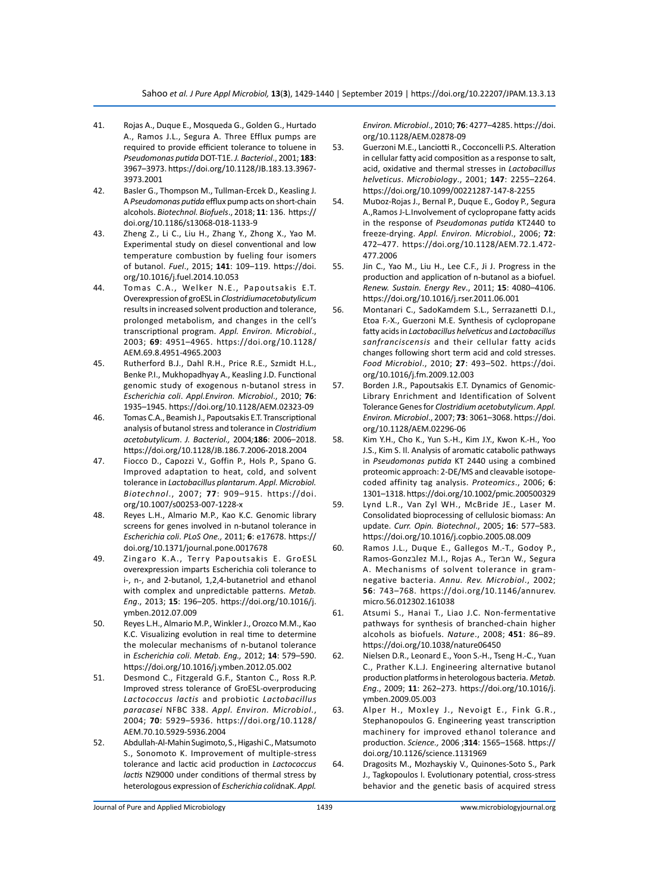41. Rojas A., Duque E., Mosqueda G., Golden G., Hurtado A., Ramos J.L., Segura A. Three Efflux pumps are required to provide efficient tolerance to toluene in *Pseudomonas putida* DOT-T1E. *J. Bacteriol*., 2001; **183**: 3967–3973. https://doi.org/10.1128/JB.183.13.3967-3973.2001
42. Basler G., Thompson M., Tullman-Ercek D., Keasling J. A *Pseudomonas putida* efflux pump acts on short-chain alcohols. *Biotechnol. Biofuels*., 2018; **11**: 136. https://doi.org/10.1186/s13068-018-1133-9
43. Zheng Z., Li C., Liu H., Zhang Y., Zhong X., Yao M. Experimental study on diesel conventional and low temperature combustion by fueling four isomers of butanol. *Fuel*., 2015; **141**: 109–119. https://doi.org/10.1016/j.fuel.2014.10.053
44. Tomas C.A., Welker N.E., Papoutsakis E.T. Overexpression of groESL in *Clostridiumacetobutylicum* results in increased solvent production and tolerance, prolonged metabolism, and changes in the cell's transcriptional program. *Appl. Environ. Microbiol*., 2003; **69**: 4951–4965. https://doi.org/10.1128/AEM.69.8.4951-4965.2003
45. Rutherford B.J., Dahl R.H., Price R.E., Szmidt H.L., Benke P.I., Mukhopadhyay A., Keasling J.D. Functional genomic study of exogenous n-butanol stress in *Escherichia coli*. *Appl.Environ. Microbiol*., 2010; **76**: 1935–1945. https://doi.org/10.1128/AEM.02323-09
46. Tomas C.A., Beamish J., Papoutsakis E.T. Transcriptional analysis of butanol stress and tolerance in *Clostridium acetobutylicum*. *J. Bacteriol.,* 2004;**186**: 2006–2018. https://doi.org/10.1128/JB.186.7.2006-2018.2004
47. Fiocco D., Capozzi V., Goffin P., Hols P., Spano G. Improved adaptation to heat, cold, and solvent tolerance in *Lactobacillus plantarum*. *Appl. Microbiol. Biotechnol*., 2007; **77**: 909–915. https://doi.org/10.1007/s00253-007-1228-x
48. Reyes L.H., Almario M.P., Kao K.C. Genomic library screens for genes involved in n-butanol tolerance in *Escherichia coli*. *PLoS One.,* 2011; **6**: e17678. https://doi.org/10.1371/journal.pone.0017678
49. Zingaro K.A., Terry Papoutsakis E. GroESL overexpression imparts Escherichia coli tolerance to i-, n-, and 2-butanol, 1,2,4-butanetriol and ethanol with complex and unpredictable patterns. *Metab. Eng*., 2013; **15**: 196–205. https://doi.org/10.1016/j.ymben.2012.07.009
50. Reyes L.H., Almario M.P., Winkler J., Orozco M.M., Kao K.C. Visualizing evolution in real time to determine the molecular mechanisms of n-butanol tolerance in *Escherichia coli*. *Metab. Eng.,* 2012; **14**: 579–590. https://doi.org/10.1016/j.ymben.2012.05.002
51. Desmond C., Fitzgerald G.F., Stanton C., Ross R.P. Improved stress tolerance of GroESL-overproducing *Lactococcus lactis* and probiotic *Lactobacillus paracasei* NFBC 338. *Appl. Environ. Microbiol*., 2004; **70**: 5929–5936. https://doi.org/10.1128/AEM.70.10.5929-5936.2004
52. Abdullah-Al-Mahin Sugimoto, S., Higashi C., Matsumoto S., Sonomoto K. Improvement of multiple-stress tolerance and lactic acid production in *Lactococcus lactis* NZ9000 under conditions of thermal stress by heterologous expression of *Escherichia coli*dnaK. *Appl. Environ. Microbiol*., 2010; **76**: 4277–4285. https://doi.org/10.1128/AEM.02878-09
53. Guerzoni M.E., Lanciotti R., Cocconcelli P.S. Alteration in cellular fatty acid composition as a response to salt, acid, oxidative and thermal stresses in *Lactobacillus helveticus*. *Microbiology*., 2001; **147**: 2255–2264. https://doi.org/10.1099/00221287-147-8-2255
54. Muסoz-Rojas J., Bernal P., Duque E., Godoy P., Segura A.,Ramos J-L.Involvement of cyclopropane fatty acids in the response of *Pseudomonas putida* KT2440 to freeze-drying. *Appl. Environ. Microbiol*., 2006; **72**: 472–477. https://doi.org/10.1128/AEM.72.1.472-477.2006
55. Jin C., Yao M., Liu H., Lee C.F., Ji J. Progress in the production and application of n-butanol as a biofuel. *Renew. Sustain. Energy Rev*., 2011; **15**: 4080–4106. https://doi.org/10.1016/j.rser.2011.06.001
56. Montanari C., SadoKamdem S.L., Serrazanetti D.I., Etoa F.-X., Guerzoni M.E. Synthesis of cyclopropane fatty acids in *Lactobacillus helveticus* and *Lactobacillus sanfranciscensis* and their cellular fatty acids changes following short term acid and cold stresses. *Food Microbiol*., 2010; **27**: 493–502. https://doi.org/10.1016/j.fm.2009.12.003
57. Borden J.R., Papoutsakis E.T. Dynamics of Genomic-Library Enrichment and Identification of Solvent Tolerance Genes for *Clostridium acetobutylicum*. *Appl. Environ. Microbiol*., 2007; **73**: 3061–3068. https://doi.org/10.1128/AEM.02296-06
58. Kim Y.H., Cho K., Yun S.-H., Kim J.Y., Kwon K.-H., Yoo J.S., Kim S. Il. Analysis of aromatic catabolic pathways in *Pseudomonas putida* KT 2440 using a combined proteomic approach: 2-DE/MS and cleavable isotope-coded affinity tag analysis. *Proteomics*., 2006; **6**: 1301–1318. https://doi.org/10.1002/pmic.200500329
59. Lynd L.R., Van Zyl WH., McBride JE., Laser M. Consolidated bioprocessing of cellulosic biomass: An update. *Curr. Opin. Biotechnol*., 2005; **16**: 577–583. https://doi.org/10.1016/j.copbio.2005.08.009
60. Ramos J.L., Duque E., Gallegos M.-T., Godoy P., Ramos-Gonzבlez M.I., Rojas A., Terבn W., Segura A. Mechanisms of solvent tolerance in gram-negative bacteria. *Annu. Rev. Microbiol*., 2002; **56**: 743–768. https://doi.org/10.1146/annurev.micro.56.012302.161038
61. Atsumi S., Hanai T., Liao J.C. Non-fermentative pathways for synthesis of branched-chain higher alcohols as biofuels. *Nature*., 2008; **451**: 86–89. https://doi.org/10.1038/nature06450
62. Nielsen D.R., Leonard E., Yoon S.-H., Tseng H.-C., Yuan C., Prather K.L.J. Engineering alternative butanol production platforms in heterologous bacteria. *Metab. Eng*., 2009; **11**: 262–273. https://doi.org/10.1016/j.ymben.2009.05.003
63. Alper H., Moxley J., Nevoigt E., Fink G.R., Stephanopoulos G. Engineering yeast transcription machinery for improved ethanol tolerance and production. *Science.,* 2006 ;**314**: 1565–1568. https://doi.org/10.1126/science.1131969
64. Dragosits M., Mozhayskiy V., Quinones-Soto S., Park J., Tagkopoulos I. Evolutionary potential, cross-stress behavior and the genetic basis of acquired stress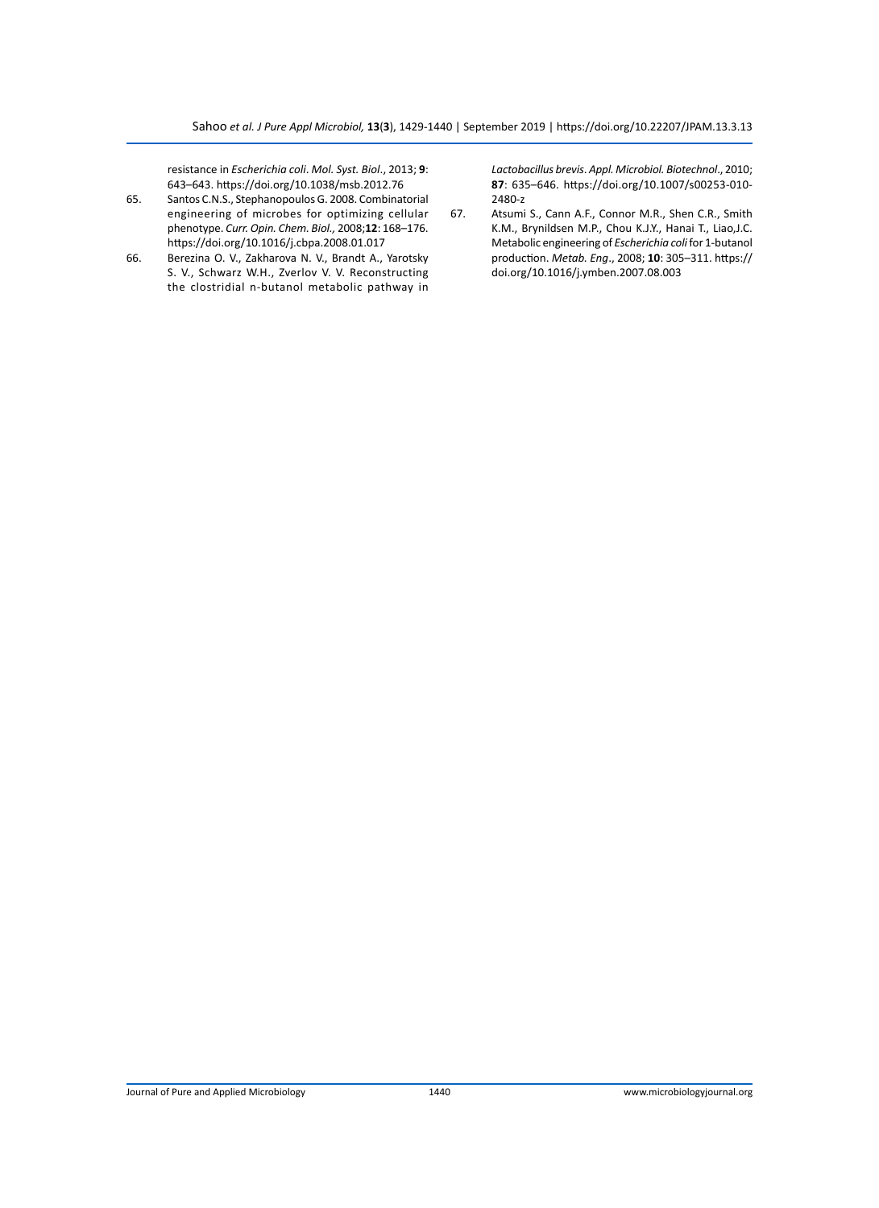resistance in *Escherichia coli*. *Mol. Syst. Biol*., 2013; **9**: 643–643. https://doi.org/10.1038/msb.2012.76

65. Santos C.N.S., Stephanopoulos G. 2008. Combinatorial engineering of microbes for optimizing cellular phenotype. *Curr. Opin. Chem. Biol.,* 2008;**12**: 168–176. https://doi.org/10.1016/j.cbpa.2008.01.017
66. Berezina O. V., Zakharova N. V., Brandt A., Yarotsky S. V., Schwarz W.H., Zverlov V. V. Reconstructing the clostridial n-butanol metabolic pathway in *Lactobacillus brevis*. *Appl. Microbiol. Biotechnol*., 2010; **87**: 635–646. https://doi.org/10.1007/s00253-010-2480-z
67. Atsumi S., Cann A.F., Connor M.R., Shen C.R., Smith K.M., Brynildsen M.P., Chou K.J.Y., Hanai T., Liao,J.C. Metabolic engineering of *Escherichia coli* for 1-butanol production. *Metab. Eng*., 2008; **10**: 305–311. https://doi.org/10.1016/j.ymben.2007.08.003